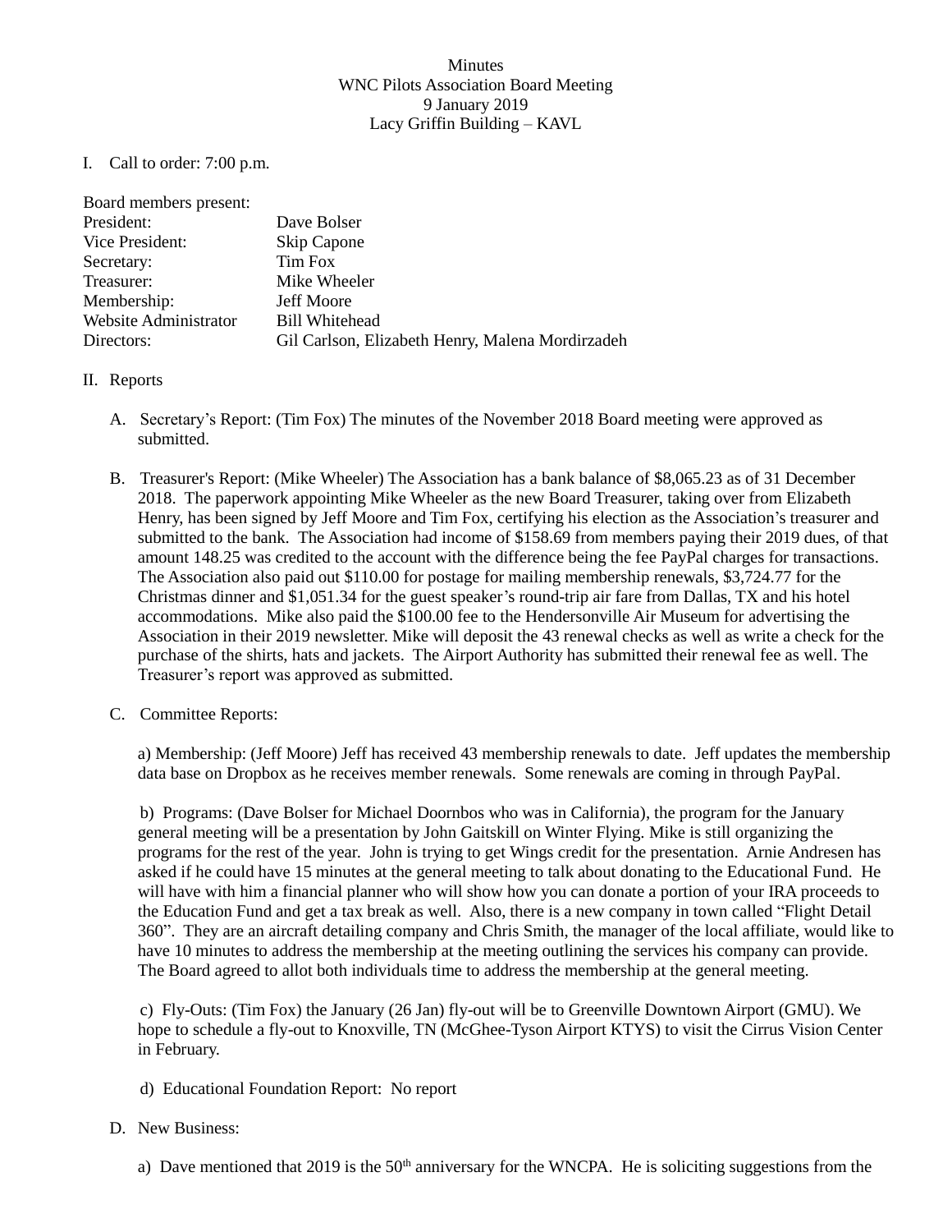Minutes
WNC Pilots Association Board Meeting
9 January 2019
Lacy Griffin Building – KAVL

I. Call to order: 7:00 p.m.

Board members present:

| | |
|---|---|
| President: | Dave Bolser |
| Vice President: | Skip Capone |
| Secretary: | Tim Fox |
| Treasurer: | Mike Wheeler |
| Membership: | Jeff Moore |
| Website Administrator | Bill Whitehead |
| Directors: | Gil Carlson, Elizabeth Henry, Malena Mordirzadeh |

II. Reports

A. Secretary's Report: (Tim Fox) The minutes of the November 2018 Board meeting were approved as submitted.

B. Treasurer's Report: (Mike Wheeler) The Association has a bank balance of $8,065.23 as of 31 December 2018. The paperwork appointing Mike Wheeler as the new Board Treasurer, taking over from Elizabeth Henry, has been signed by Jeff Moore and Tim Fox, certifying his election as the Association's treasurer and submitted to the bank. The Association had income of $158.69 from members paying their 2019 dues, of that amount 148.25 was credited to the account with the difference being the fee PayPal charges for transactions. The Association also paid out $110.00 for postage for mailing membership renewals, $3,724.77 for the Christmas dinner and $1,051.34 for the guest speaker's round-trip air fare from Dallas, TX and his hotel accommodations. Mike also paid the $100.00 fee to the Hendersonville Air Museum for advertising the Association in their 2019 newsletter. Mike will deposit the 43 renewal checks as well as write a check for the purchase of the shirts, hats and jackets. The Airport Authority has submitted their renewal fee as well. The Treasurer's report was approved as submitted.

C. Committee Reports:

a) Membership: (Jeff Moore) Jeff has received 43 membership renewals to date. Jeff updates the membership data base on Dropbox as he receives member renewals. Some renewals are coming in through PayPal.

b) Programs: (Dave Bolser for Michael Doornbos who was in California), the program for the January general meeting will be a presentation by John Gaitskill on Winter Flying. Mike is still organizing the programs for the rest of the year. John is trying to get Wings credit for the presentation. Arnie Andresen has asked if he could have 15 minutes at the general meeting to talk about donating to the Educational Fund. He will have with him a financial planner who will show how you can donate a portion of your IRA proceeds to the Education Fund and get a tax break as well. Also, there is a new company in town called "Flight Detail 360". They are an aircraft detailing company and Chris Smith, the manager of the local affiliate, would like to have 10 minutes to address the membership at the meeting outlining the services his company can provide. The Board agreed to allot both individuals time to address the membership at the general meeting.

c) Fly-Outs: (Tim Fox) the January (26 Jan) fly-out will be to Greenville Downtown Airport (GMU). We hope to schedule a fly-out to Knoxville, TN (McGhee-Tyson Airport KTYS) to visit the Cirrus Vision Center in February.

d) Educational Foundation Report: No report

D. New Business:

a) Dave mentioned that 2019 is the 50th anniversary for the WNCPA. He is soliciting suggestions from the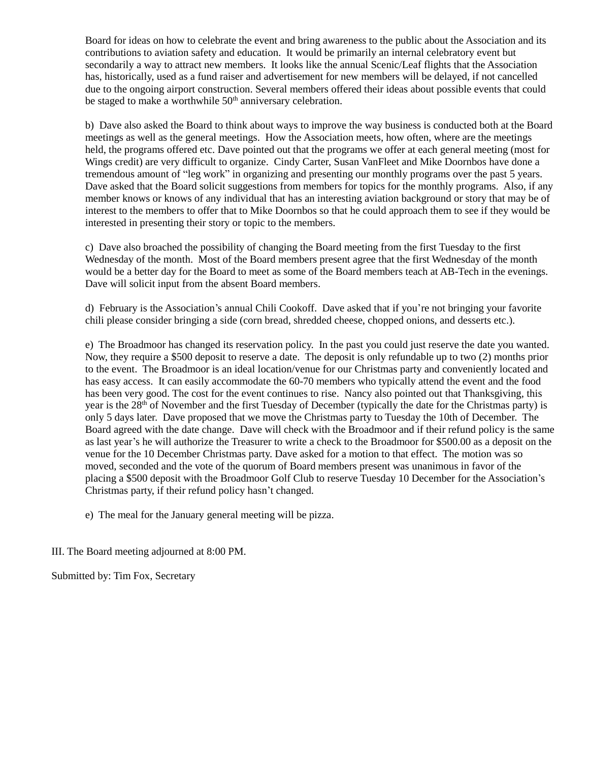Board for ideas on how to celebrate the event and bring awareness to the public about the Association and its contributions to aviation safety and education. It would be primarily an internal celebratory event but secondarily a way to attract new members. It looks like the annual Scenic/Leaf flights that the Association has, historically, used as a fund raiser and advertisement for new members will be delayed, if not cancelled due to the ongoing airport construction. Several members offered their ideas about possible events that could be staged to make a worthwhile 50th anniversary celebration.

b) Dave also asked the Board to think about ways to improve the way business is conducted both at the Board meetings as well as the general meetings. How the Association meets, how often, where are the meetings held, the programs offered etc. Dave pointed out that the programs we offer at each general meeting (most for Wings credit) are very difficult to organize. Cindy Carter, Susan VanFleet and Mike Doornbos have done a tremendous amount of "leg work" in organizing and presenting our monthly programs over the past 5 years. Dave asked that the Board solicit suggestions from members for topics for the monthly programs. Also, if any member knows or knows of any individual that has an interesting aviation background or story that may be of interest to the members to offer that to Mike Doornbos so that he could approach them to see if they would be interested in presenting their story or topic to the members.

c) Dave also broached the possibility of changing the Board meeting from the first Tuesday to the first Wednesday of the month. Most of the Board members present agree that the first Wednesday of the month would be a better day for the Board to meet as some of the Board members teach at AB-Tech in the evenings. Dave will solicit input from the absent Board members.

d) February is the Association's annual Chili Cookoff. Dave asked that if you're not bringing your favorite chili please consider bringing a side (corn bread, shredded cheese, chopped onions, and desserts etc.).

e) The Broadmoor has changed its reservation policy. In the past you could just reserve the date you wanted. Now, they require a $500 deposit to reserve a date. The deposit is only refundable up to two (2) months prior to the event. The Broadmoor is an ideal location/venue for our Christmas party and conveniently located and has easy access. It can easily accommodate the 60-70 members who typically attend the event and the food has been very good. The cost for the event continues to rise. Nancy also pointed out that Thanksgiving, this year is the 28th of November and the first Tuesday of December (typically the date for the Christmas party) is only 5 days later. Dave proposed that we move the Christmas party to Tuesday the 10th of December. The Board agreed with the date change. Dave will check with the Broadmoor and if their refund policy is the same as last year's he will authorize the Treasurer to write a check to the Broadmoor for $500.00 as a deposit on the venue for the 10 December Christmas party. Dave asked for a motion to that effect. The motion was so moved, seconded and the vote of the quorum of Board members present was unanimous in favor of the placing a $500 deposit with the Broadmoor Golf Club to reserve Tuesday 10 December for the Association's Christmas party, if their refund policy hasn't changed.

e) The meal for the January general meeting will be pizza.

III. The Board meeting adjourned at 8:00 PM.

Submitted by: Tim Fox, Secretary